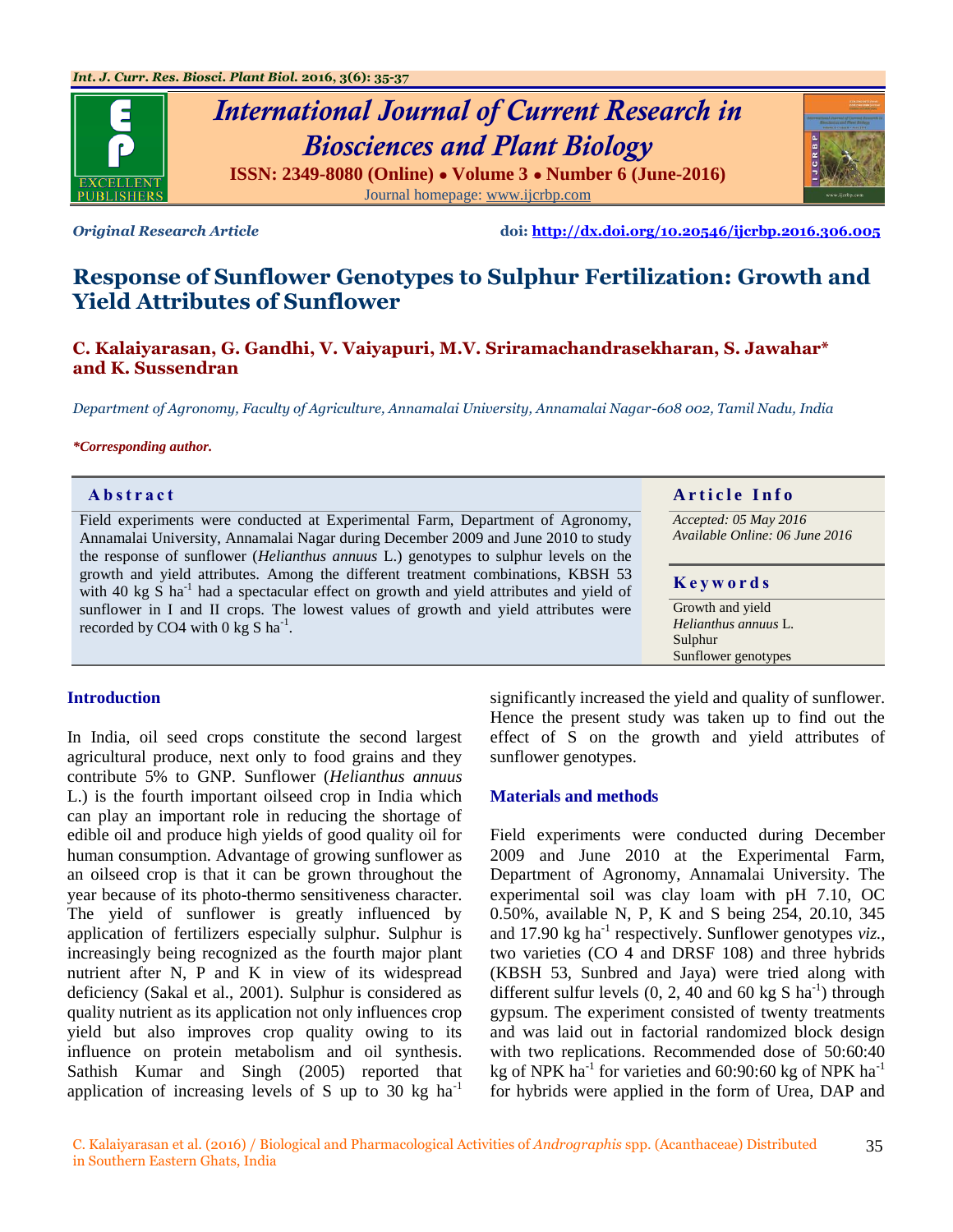*Original Research Article*

doi: http://dx.doi.org/10.20546/ijcrbp.2016.306.005

# Response of Sunflower Genotypes to Sulphur Fertilization: Growth and Yield Attributes of Sunflower

**C. Kalaiyarasan, G. Gandhi, V. Vaiyapuri, M.V. Sriramachandrasekharan, S. Jawahar* and K. Sussendran**

*Department of Agronomy, Faculty of Agriculture, Annamalai University, Annamalai Nagar-608 002, Tamil Nadu, India*

**\*Corresponding author.**

## Abstract

Field experiments were conducted at Experimental Farm, Department of Agronomy, Annamalai University, Annamalai Nagar during December 2009 and June 2010 to study the response of sunflower (*Helianthus annuus* L.) genotypes to sulphur levels on the growth and yield attributes. Among the different treatment combinations, KBSH 53 with 40 kg S $ha^{-1}$ had a spectacular effect on growth and yield attributes and yield of sunflower in I and II crops. The lowest values of growth and yield attributes were recorded by CO4 with 0 kg S $ha^{-1}$.

## Article Info

*Accepted: 05 May 2016*
*Available Online: 06 June 2016*

## Keywords

Growth and yield
*Helianthus annuus* L.
Sulphur
Sunflower genotypes

## Introduction

In India, oil seed crops constitute the second largest agricultural produce, next only to food grains and they contribute 5% to GNP. Sunflower (*Helianthus annuus* L.) is the fourth important oilseed crop in India which can play an important role in reducing the shortage of edible oil and produce high yields of good quality oil for human consumption. Advantage of growing sunflower as an oilseed crop is that it can be grown throughout the year because of its photo-thermo sensitiveness character. The yield of sunflower is greatly influenced by application of fertilizers especially sulphur. Sulphur is increasingly being recognized as the fourth major plant nutrient after N, P and K in view of its widespread deficiency (Sakal et al., 2001). Sulphur is considered as quality nutrient as its application not only influences crop yield but also improves crop quality owing to its influence on protein metabolism and oil synthesis. Sathish Kumar and Singh (2005) reported that application of increasing levels of S up to 30 kg $ha^{-1}$ significantly increased the yield and quality of sunflower. Hence the present study was taken up to find out the effect of S on the growth and yield attributes of sunflower genotypes.

## Materials and methods

Field experiments were conducted during December 2009 and June 2010 at the Experimental Farm, Department of Agronomy, Annamalai University. The experimental soil was clay loam with pH 7.10, OC 0.50%, available N, P, K and S being 254, 20.10, 345 and 17.90 kg $ha^{-1}$ respectively. Sunflower genotypes *viz.*, two varieties (CO 4 and DRSF 108) and three hybrids (KBSH 53, Sunbred and Jaya) were tried along with different sulfur levels (0, 2, 40 and 60 kg S $ha^{-1}$) through gypsum. The experiment consisted of twenty treatments and was laid out in factorial randomized block design with two replications. Recommended dose of 50:60:40 kg of NPK $ha^{-1}$ for varieties and 60:90:60 kg of NPK $ha^{-1}$ for hybrids were applied in the form of Urea, DAP and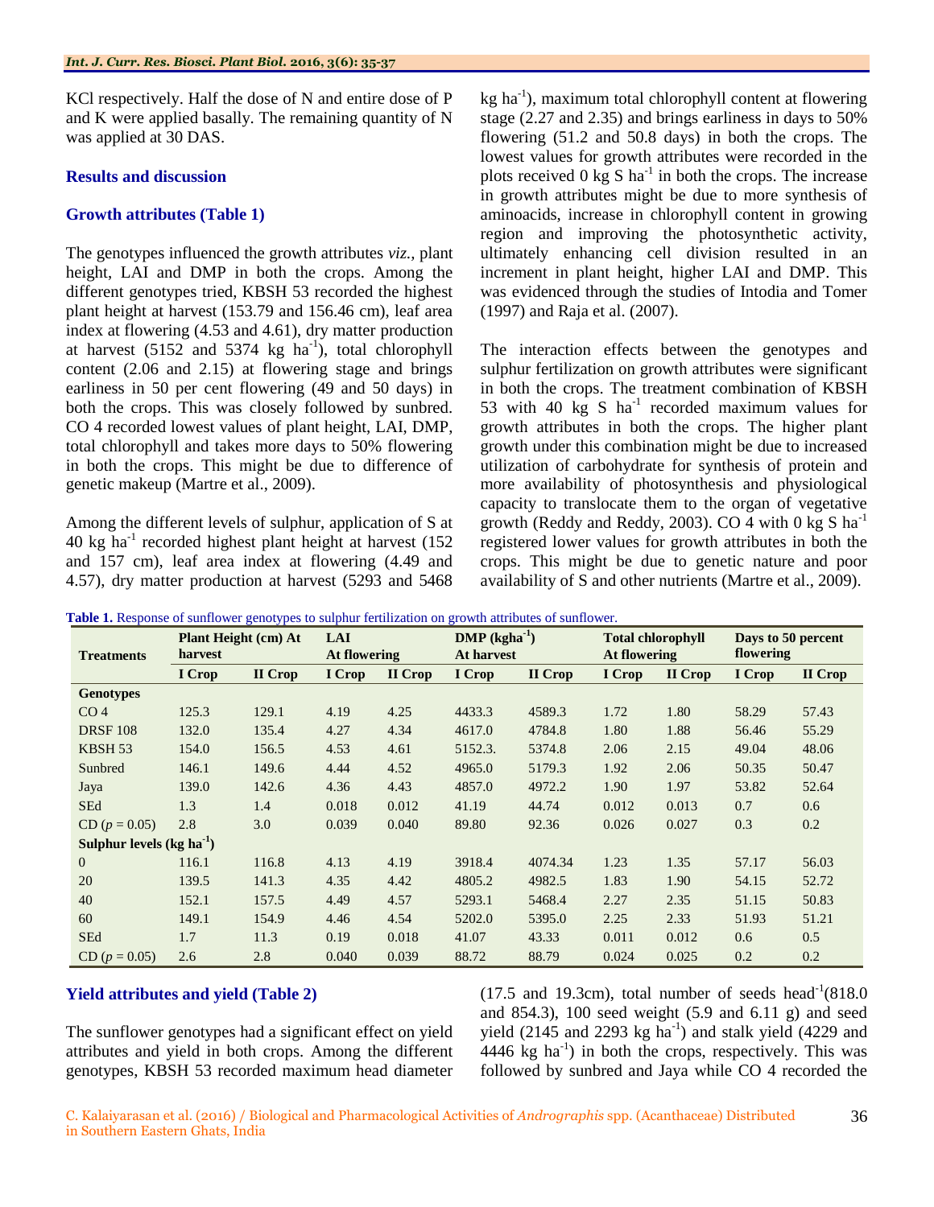KCl respectively. Half the dose of N and entire dose of P and K were applied basally. The remaining quantity of N was applied at 30 DAS.

## Results and discussion

### Growth attributes (Table 1)

The genotypes influenced the growth attributes *viz.,* plant height, LAI and DMP in both the crops. Among the different genotypes tried, KBSH 53 recorded the highest plant height at harvest (153.79 and 156.46 cm), leaf area index at flowering (4.53 and 4.61), dry matter production at harvest (5152 and 5374 kg ha$^{-1}$), total chlorophyll content (2.06 and 2.15) at flowering stage and brings earliness in 50 per cent flowering (49 and 50 days) in both the crops. This was closely followed by sunbred. CO 4 recorded lowest values of plant height, LAI, DMP, total chlorophyll and takes more days to 50% flowering in both the crops. This might be due to difference of genetic makeup (Martre et al., 2009).

Among the different levels of sulphur, application of S at 40 kg ha$^{-1}$ recorded highest plant height at harvest (152 and 157 cm), leaf area index at flowering (4.49 and 4.57), dry matter production at harvest (5293 and 5468 kg ha$^{-1}$), maximum total chlorophyll content at flowering stage (2.27 and 2.35) and brings earliness in days to 50% flowering (51.2 and 50.8 days) in both the crops. The lowest values for growth attributes were recorded in the plots received 0 kg S ha$^{-1}$ in both the crops. The increase in growth attributes might be due to more synthesis of aminoacids, increase in chlorophyll content in growing region and improving the photosynthetic activity, ultimately enhancing cell division resulted in an increment in plant height, higher LAI and DMP. This was evidenced through the studies of Intodia and Tomer (1997) and Raja et al. (2007).

The interaction effects between the genotypes and sulphur fertilization on growth attributes were significant in both the crops. The treatment combination of KBSH 53 with 40 kg S ha$^{-1}$ recorded maximum values for growth attributes in both the crops. The higher plant growth under this combination might be due to increased utilization of carbohydrate for synthesis of protein and more availability of photosynthesis and physiological capacity to translocate them to the organ of vegetative growth (Reddy and Reddy, 2003). CO 4 with 0 kg S ha$^{-1}$ registered lower values for growth attributes in both the crops. This might be due to genetic nature and poor availability of S and other nutrients (Martre et al., 2009).

**Table 1.** Response of sunflower genotypes to sulphur fertilization on growth attributes of sunflower.

| Treatments | Plant Height (cm) At harvest | | LAI At flowering | | DMP (kgha$^{-1}$) At harvest | | Total chlorophyll At flowering | | Days to 50 percent flowering | |
|---|---|---|---|---|---|---|---|---|---|---|
| | I Crop | II Crop | I Crop | II Crop | I Crop | II Crop | I Crop | II Crop | I Crop | II Crop |
| **Genotypes** | | | | | | | | | | |
| CO 4 | 125.3 | 129.1 | 4.19 | 4.25 | 4433.3 | 4589.3 | 1.72 | 1.80 | 58.29 | 57.43 |
| DRSF 108 | 132.0 | 135.4 | 4.27 | 4.34 | 4617.0 | 4784.8 | 1.80 | 1.88 | 56.46 | 55.29 |
| KBSH 53 | 154.0 | 156.5 | 4.53 | 4.61 | 5152.3. | 5374.8 | 2.06 | 2.15 | 49.04 | 48.06 |
| Sunbred | 146.1 | 149.6 | 4.44 | 4.52 | 4965.0 | 5179.3 | 1.92 | 2.06 | 50.35 | 50.47 |
| Jaya | 139.0 | 142.6 | 4.36 | 4.43 | 4857.0 | 4972.2 | 1.90 | 1.97 | 53.82 | 52.64 |
| SEd | 1.3 | 1.4 | 0.018 | 0.012 | 41.19 | 44.74 | 0.012 | 0.013 | 0.7 | 0.6 |
| CD ($p$ = 0.05) | 2.8 | 3.0 | 0.039 | 0.040 | 89.80 | 92.36 | 0.026 | 0.027 | 0.3 | 0.2 |
| **Sulphur levels (kg ha$^{-1}$)** | | | | | | | | | | |
| 0 | 116.1 | 116.8 | 4.13 | 4.19 | 3918.4 | 4074.34 | 1.23 | 1.35 | 57.17 | 56.03 |
| 20 | 139.5 | 141.3 | 4.35 | 4.42 | 4805.2 | 4982.5 | 1.83 | 1.90 | 54.15 | 52.72 |
| 40 | 152.1 | 157.5 | 4.49 | 4.57 | 5293.1 | 5468.4 | 2.27 | 2.35 | 51.15 | 50.83 |
| 60 | 149.1 | 154.9 | 4.46 | 4.54 | 5202.0 | 5395.0 | 2.25 | 2.33 | 51.93 | 51.21 |
| SEd | 1.7 | 11.3 | 0.19 | 0.018 | 41.07 | 43.33 | 0.011 | 0.012 | 0.6 | 0.5 |
| CD ($p$ = 0.05) | 2.6 | 2.8 | 0.040 | 0.039 | 88.72 | 88.79 | 0.024 | 0.025 | 0.2 | 0.2 |

### Yield attributes and yield (Table 2)

The sunflower genotypes had a significant effect on yield attributes and yield in both crops. Among the different genotypes, KBSH 53 recorded maximum head diameter (17.5 and 19.3cm), total number of seeds head$^{-1}$(818.0 and 854.3), 100 seed weight (5.9 and 6.11 g) and seed yield (2145 and 2293 kg ha$^{-1}$) and stalk yield (4229 and 4446 kg ha$^{-1}$) in both the crops, respectively. This was followed by sunbred and Jaya while CO 4 recorded the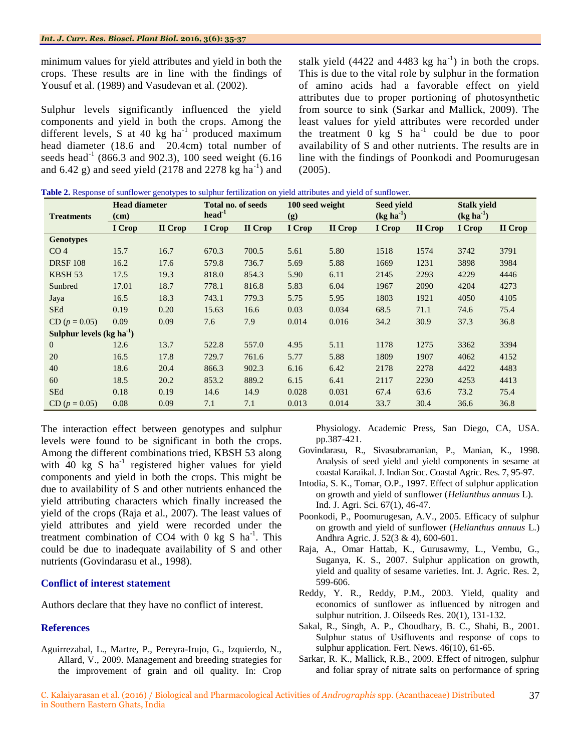minimum values for yield attributes and yield in both the crops. These results are in line with the findings of Yousuf et al. (1989) and Vasudevan et al. (2002).

Sulphur levels significantly influenced the yield components and yield in both the crops. Among the different levels, S at 40 kg $ha^{-1}$ produced maximum head diameter (18.6 and 20.4cm) total number of seeds $head^{-1}$ (866.3 and 902.3), 100 seed weight (6.16 and 6.42 g) and seed yield (2178 and 2278 kg $ha^{-1}$) and stalk yield (4422 and 4483 kg $ha^{-1}$) in both the crops. This is due to the vital role by sulphur in the formation of amino acids had a favorable effect on yield attributes due to proper portioning of photosynthetic from source to sink (Sarkar and Mallick, 2009). The least values for yield attributes were recorded under the treatment 0 kg S $ha^{-1}$ could be due to poor availability of S and other nutrients. The results are in line with the findings of Poonkodi and Poomurugesan (2005).

**Table 2.** Response of sunflower genotypes to sulphur fertilization on yield attributes and yield of sunflower.

| Treatments | Head diameter (cm) | | Total no. of seeds $head^{-1}$ | | 100 seed weight (g) | | Seed yield (kg $ha^{-1}$) | | Stalk yield (kg $ha^{-1}$) | |
|---|---|---|---|---|---|---|---|---|---|---|
| | I Crop | II Crop | I Crop | II Crop | I Crop | II Crop | I Crop | II Crop | I Crop | II Crop |
| **Genotypes** | | | | | | | | | | |
| CO 4 | 15.7 | 16.7 | 670.3 | 700.5 | 5.61 | 5.80 | 1518 | 1574 | 3742 | 3791 |
| DRSF 108 | 16.2 | 17.6 | 579.8 | 736.7 | 5.69 | 5.88 | 1669 | 1231 | 3898 | 3984 |
| KBSH 53 | 17.5 | 19.3 | 818.0 | 854.3 | 5.90 | 6.11 | 2145 | 2293 | 4229 | 4446 |
| Sunbred | 17.01 | 18.7 | 778.1 | 816.8 | 5.83 | 6.04 | 1967 | 2090 | 4204 | 4273 |
| Jaya | 16.5 | 18.3 | 743.1 | 779.3 | 5.75 | 5.95 | 1803 | 1921 | 4050 | 4105 |
| SEd | 0.19 | 0.20 | 15.63 | 16.6 | 0.03 | 0.034 | 68.5 | 71.1 | 74.6 | 75.4 |
| CD ($p$ = 0.05) | 0.09 | 0.09 | 7.6 | 7.9 | 0.014 | 0.016 | 34.2 | 30.9 | 37.3 | 36.8 |
| **Sulphur levels (kg $ha^{-1}$)** | | | | | | | | | | |
| 0 | 12.6 | 13.7 | 522.8 | 557.0 | 4.95 | 5.11 | 1178 | 1275 | 3362 | 3394 |
| 20 | 16.5 | 17.8 | 729.7 | 761.6 | 5.77 | 5.88 | 1809 | 1907 | 4062 | 4152 |
| 40 | 18.6 | 20.4 | 866.3 | 902.3 | 6.16 | 6.42 | 2178 | 2278 | 4422 | 4483 |
| 60 | 18.5 | 20.2 | 853.2 | 889.2 | 6.15 | 6.41 | 2117 | 2230 | 4253 | 4413 |
| SEd | 0.18 | 0.19 | 14.6 | 14.9 | 0.028 | 0.031 | 67.4 | 63.6 | 73.2 | 75.4 |
| CD ($p$ = 0.05) | 0.08 | 0.09 | 7.1 | 7.1 | 0.013 | 0.014 | 33.7 | 30.4 | 36.6 | 36.8 |

The interaction effect between genotypes and sulphur levels were found to be significant in both the crops. Among the different combinations tried, KBSH 53 along with 40 kg S $ha^{-1}$ registered higher values for yield components and yield in both the crops. This might be due to availability of S and other nutrients enhanced the yield attributing characters which finally increased the yield of the crops (Raja et al., 2007). The least values of yield attributes and yield were recorded under the treatment combination of CO4 with 0 kg S $ha^{-1}$. This could be due to inadequate availability of S and other nutrients (Govindarasu et al., 1998).

## Conflict of interest statement

Authors declare that they have no conflict of interest.

## References

Aguirrezabal, L., Martre, P., Pereyra-Irujo, G., Izquierdo, N., Allard, V., 2009. Management and breeding strategies for the improvement of grain and oil quality. In: Crop Physiology. Academic Press, San Diego, CA, USA. pp.387-421.

Govindarasu, R., Sivasubramanian, P., Manian, K., 1998. Analysis of seed yield and yield components in sesame at coastal Karaikal. J. Indian Soc. Coastal Agric. Res. 7, 95-97.

Intodia, S. K., Tomar, O.P., 1997. Effect of sulphur application on growth and yield of sunflower (*Helianthus annuus* L). Ind. J. Agri. Sci. 67(1), 46-47.

Poonkodi, P., Poomurugesan, A.V., 2005. Efficacy of sulphur on growth and yield of sunflower (*Helianthus annuus* L.) Andhra Agric. J. 52(3 & 4), 600-601.

Raja, A., Omar Hattab, K., Gurusawmy, L., Vembu, G., Suganya, K. S., 2007. Sulphur application on growth, yield and quality of sesame varieties. Int. J. Agric. Res. 2, 599-606.

Reddy, Y. R., Reddy, P.M., 2003. Yield, quality and economics of sunflower as influenced by nitrogen and sulphur nutrition. J. Oilseeds Res. 20(1), 131-132.

Sakal, R., Singh, A. P., Choudhary, B. C., Shahi, B., 2001. Sulphur status of Usifluvents and response of cops to sulphur application. Fert. News. 46(10), 61-65.

Sarkar, R. K., Mallick, R.B., 2009. Effect of nitrogen, sulphur and foliar spray of nitrate salts on performance of spring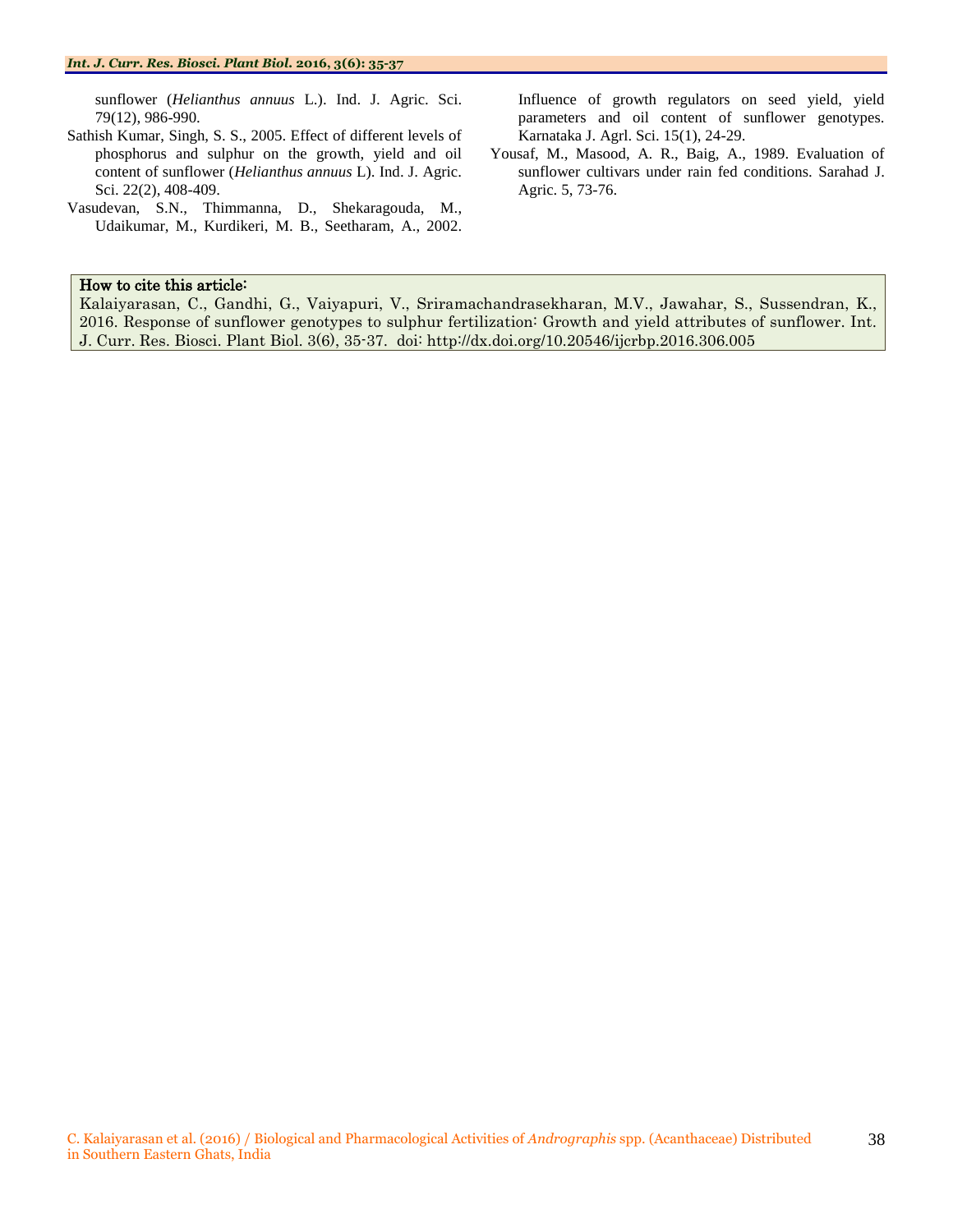sunflower (*Helianthus annuus* L.). Ind. J. Agric. Sci. 79(12), 986-990.

Sathish Kumar, Singh, S. S., 2005. Effect of different levels of phosphorus and sulphur on the growth, yield and oil content of sunflower (*Helianthus annuus* L). Ind. J. Agric. Sci. 22(2), 408-409.

Vasudevan, S.N., Thimmanna, D., Shekaragouda, M., Udaikumar, M., Kurdikeri, M. B., Seetharam, A., 2002. Influence of growth regulators on seed yield, yield parameters and oil content of sunflower genotypes. Karnataka J. Agrl. Sci. 15(1), 24-29.

Yousaf, M., Masood, A. R., Baig, A., 1989. Evaluation of sunflower cultivars under rain fed conditions. Sarahad J. Agric. 5, 73-76.

**How to cite this article:**

Kalaiyarasan, C., Gandhi, G., Vaiyapuri, V., Sriramachandrasekharan, M.V., Jawahar, S., Sussendran, K., 2016. Response of sunflower genotypes to sulphur fertilization: Growth and yield attributes of sunflower. Int. J. Curr. Res. Biosci. Plant Biol. 3(6), 35-37. doi: http://dx.doi.org/10.20546/ijcrbp.2016.306.005